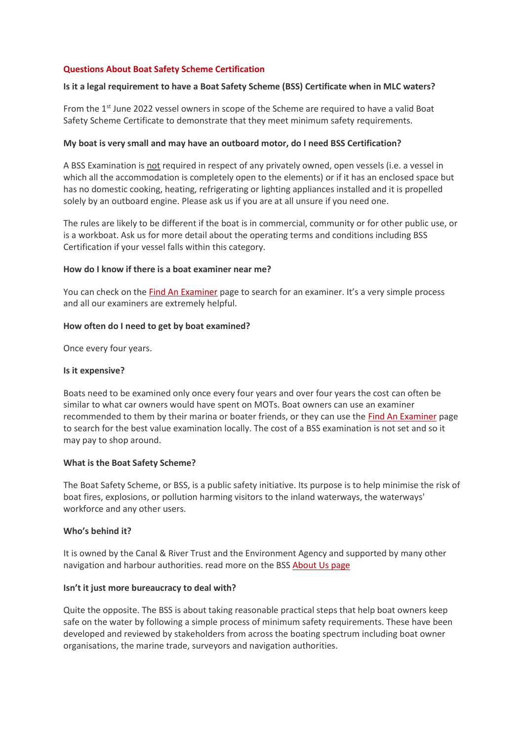## Questions About Boat Safety Scheme Certification

**Is it a legal requirement to have a Boat Safety Scheme (BSS) Certificate when in MLC waters?**

From the 1st June 2022 vessel owners in scope of the Scheme are required to have a valid Boat Safety Scheme Certificate to demonstrate that they meet minimum safety requirements.

**My boat is very small and may have an outboard motor, do I need BSS Certification?**

A BSS Examination is not required in respect of any privately owned, open vessels (i.e. a vessel in which all the accommodation is completely open to the elements) or if it has an enclosed space but has no domestic cooking, heating, refrigerating or lighting appliances installed and it is propelled solely by an outboard engine. Please ask us if you are at all unsure if you need one.

The rules are likely to be different if the boat is in commercial, community or for other public use, or is a workboat. Ask us for more detail about the operating terms and conditions including BSS Certification if your vessel falls within this category.

**How do I know if there is a boat examiner near me?**

You can check on the Find An Examiner page to search for an examiner. It's a very simple process and all our examiners are extremely helpful.

**How often do I need to get by boat examined?**

Once every four years.

**Is it expensive?**

Boats need to be examined only once every four years and over four years the cost can often be similar to what car owners would have spent on MOTs. Boat owners can use an examiner recommended to them by their marina or boater friends, or they can use the Find An Examiner page to search for the best value examination locally. The cost of a BSS examination is not set and so it may pay to shop around.

**What is the Boat Safety Scheme?**

The Boat Safety Scheme, or BSS, is a public safety initiative. Its purpose is to help minimise the risk of boat fires, explosions, or pollution harming visitors to the inland waterways, the waterways' workforce and any other users.

**Who's behind it?**

It is owned by the Canal & River Trust and the Environment Agency and supported by many other navigation and harbour authorities. read more on the BSS About Us page

**Isn't it just more bureaucracy to deal with?**

Quite the opposite. The BSS is about taking reasonable practical steps that help boat owners keep safe on the water by following a simple process of minimum safety requirements. These have been developed and reviewed by stakeholders from across the boating spectrum including boat owner organisations, the marine trade, surveyors and navigation authorities.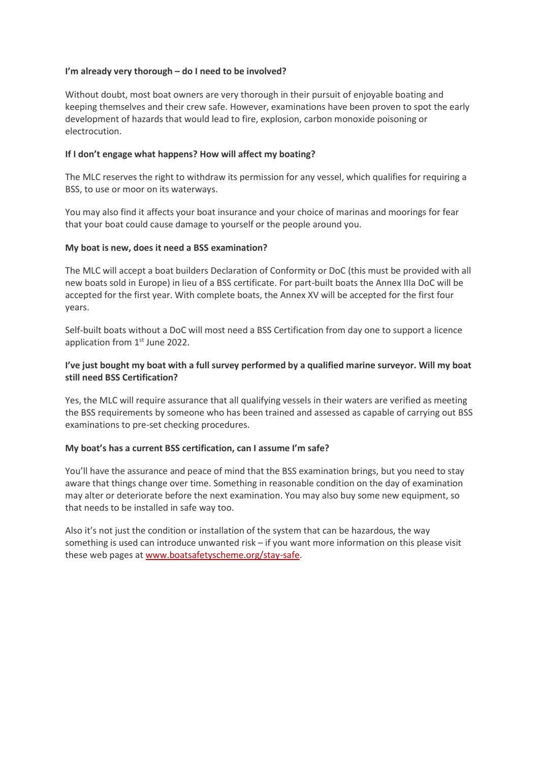**I'm already very thorough – do I need to be involved?**

Without doubt, most boat owners are very thorough in their pursuit of enjoyable boating and keeping themselves and their crew safe. However, examinations have been proven to spot the early development of hazards that would lead to fire, explosion, carbon monoxide poisoning or electrocution.

**If I don't engage what happens? How will affect my boating?**

The MLC reserves the right to withdraw its permission for any vessel, which qualifies for requiring a BSS, to use or moor on its waterways.

You may also find it affects your boat insurance and your choice of marinas and moorings for fear that your boat could cause damage to yourself or the people around you.

**My boat is new, does it need a BSS examination?**

The MLC will accept a boat builders Declaration of Conformity or DoC (this must be provided with all new boats sold in Europe) in lieu of a BSS certificate. For part-built boats the Annex IIIa DoC will be accepted for the first year. With complete boats, the Annex XV will be accepted for the first four years.

Self-built boats without a DoC will most need a BSS Certification from day one to support a licence application from 1st June 2022.

**I've just bought my boat with a full survey performed by a qualified marine surveyor. Will my boat still need BSS Certification?**

Yes, the MLC will require assurance that all qualifying vessels in their waters are verified as meeting the BSS requirements by someone who has been trained and assessed as capable of carrying out BSS examinations to pre-set checking procedures.

**My boat's has a current BSS certification, can I assume I'm safe?**

You'll have the assurance and peace of mind that the BSS examination brings, but you need to stay aware that things change over time. Something in reasonable condition on the day of examination may alter or deteriorate before the next examination. You may also buy some new equipment, so that needs to be installed in safe way too.

Also it's not just the condition or installation of the system that can be hazardous, the way something is used can introduce unwanted risk – if you want more information on this please visit these web pages at [www.boatsafetyscheme.org/stay-safe](www.boatsafetyscheme.org/stay-safe).